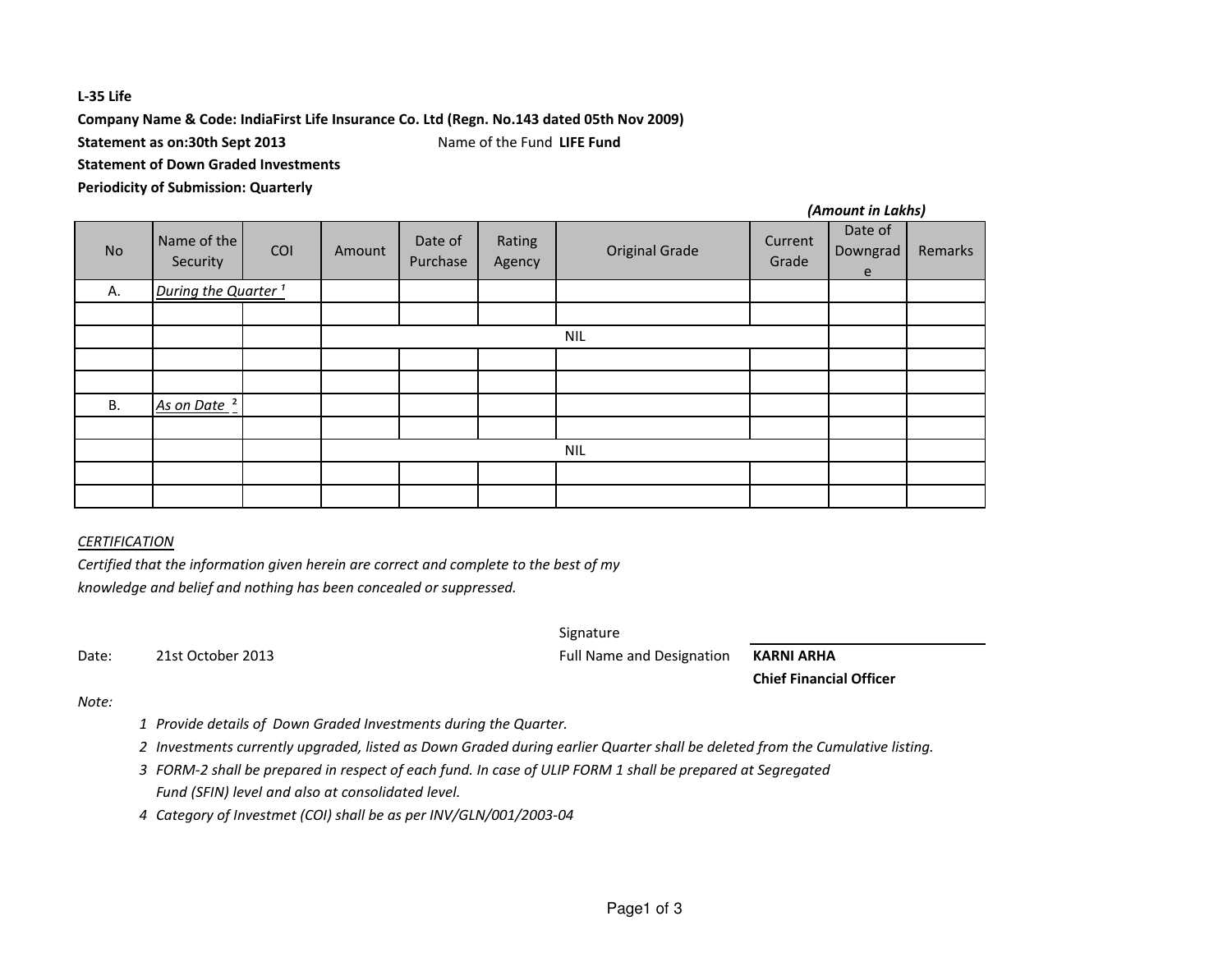**L-35 Life**

**Company Name & Code: IndiaFirst Life Insurance Co. Ltd (Regn. No.143 dated 05th Nov 2009)**

**Statement as on:30th Sept 2013** Name of the Fund **LIFE Fund**

**Statement of Down Graded Investments**

**Periodicity of Submission: Quarterly**

***(Amount in Lakhs)***

| No | Name of the Security | COI | Amount | Date of Purchase | Rating Agency | Original Grade | Current Grade | Date of Downgrade | Remarks |
|---|---|---|---|---|---|---|---|---|---|
| A. | *During the Quarter* [1] | | | | | | | | |
| | | | | | | | | | |
| | | | | | NIL | | | | |
| | | | | | | | | | |
| | | | | | | | | | |
| B. | *As on Date* [2] | | | | | | | | |
| | | | | | | | | | |
| | | | | | NIL | | | | |
| | | | | | | | | | |
| | | | | | | | | | |

*CERTIFICATION*

*Certified that the information given herein are correct and complete to the best of my knowledge and belief and nothing has been concealed or suppressed.*

Signature

Date: 21st October 2013

Full Name and Designation **KARNI ARHA**
**Chief Financial Officer**

*Note:*

1. *Provide details of Down Graded Investments during the Quarter.*
2. *Investments currently upgraded, listed as Down Graded during earlier Quarter shall be deleted from the Cumulative listing.*
3. *FORM-2 shall be prepared in respect of each fund. In case of ULIP FORM 1 shall be prepared at Segregated Fund (SFIN) level and also at consolidated level.*
4. *Category of Investmet (COI) shall be as per INV/GLN/001/2003-04*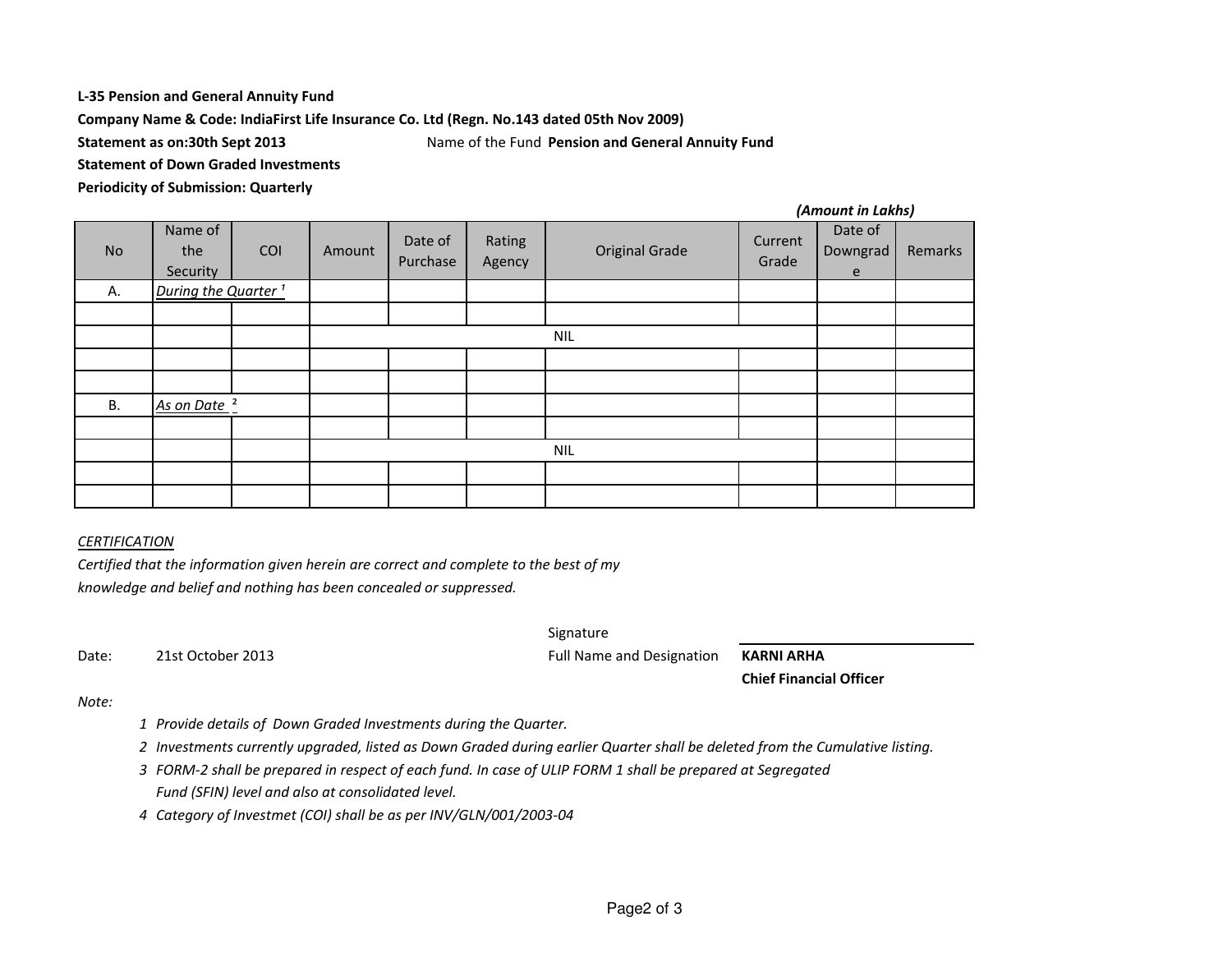**L-35 Pension and General Annuity Fund**

**Company Name & Code: IndiaFirst Life Insurance Co. Ltd (Regn. No.143 dated 05th Nov 2009)**

**Statement as on:30th Sept 2013** Name of the Fund **Pension and General Annuity Fund**

**Statement of Down Graded Investments**

**Periodicity of Submission: Quarterly**

***(Amount in Lakhs)***

| No | Name of the Security | COI | Amount | Date of Purchase | Rating Agency | Original Grade | Current Grade | Date of Downgrade | Remarks |
|---|---|---|---|---|---|---|---|---|---|
| A. | *During the Quarter* [1] | | | | | | | | |
| | | | | | | | | | |
| | | | NIL | | | | | | |
| | | | | | | | | | |
| | | | | | | | | | |
| B. | *As on Date* [2] | | | | | | | | |
| | | | | | | | | | |
| | | | NIL | | | | | | |
| | | | | | | | | | |
| | | | | | | | | | |

*CERTIFICATION*

*Certified that the information given herein are correct and complete to the best of my knowledge and belief and nothing has been concealed or suppressed.*

Signature

Date: 21st October 2013 Full Name and Designation **KARNI ARHA**

**Chief Financial Officer**

*Note:*

1. *Provide details of Down Graded Investments during the Quarter.*
2. *Investments currently upgraded, listed as Down Graded during earlier Quarter shall be deleted from the Cumulative listing.*
3. *FORM-2 shall be prepared in respect of each fund. In case of ULIP FORM 1 shall be prepared at Segregated Fund (SFIN) level and also at consolidated level.*
4. *Category of Investmet (COI) shall be as per INV/GLN/001/2003-04*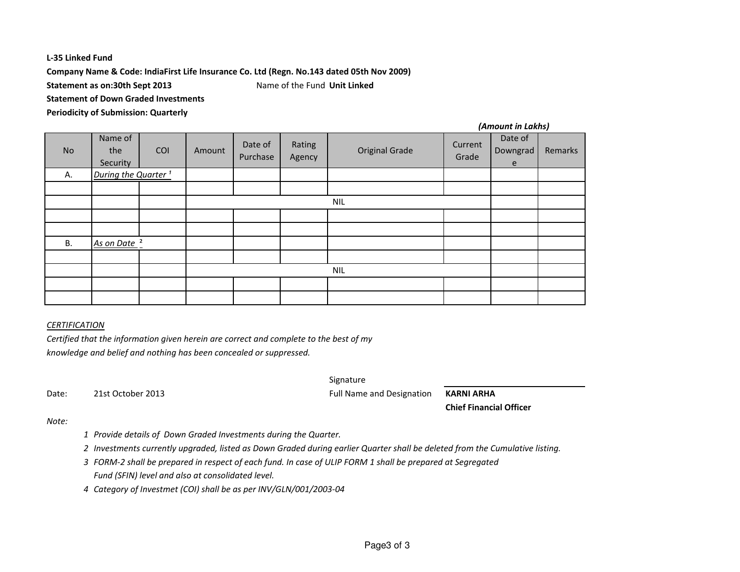**L-35 Linked Fund**

**Company Name & Code: IndiaFirst Life Insurance Co. Ltd (Regn. No.143 dated 05th Nov 2009)**

**Statement as on:30th Sept 2013** Name of the Fund **Unit Linked**

**Statement of Down Graded Investments**

**Periodicity of Submission: Quarterly**

***(Amount in Lakhs)***

| No | Name of the Security | COI | Amount | Date of Purchase | Rating Agency | Original Grade | Current Grade | Date of Downgrade | Remarks |
|---|---|---|---|---|---|---|---|---|---|
| A. | *During the Quarter* [1] | | | | | | | | |
| | | | | | | | | | |
| | | | | | NIL | | | | |
| | | | | | | | | | |
| | | | | | | | | | |
| B. | *As on Date* [2] | | | | | | | | |
| | | | | | | | | | |
| | | | | | NIL | | | | |
| | | | | | | | | | |
| | | | | | | | | | |

*CERTIFICATION*

*Certified that the information given herein are correct and complete to the best of my knowledge and belief and nothing has been concealed or suppressed.*

Signature

Date: 21st October 2013

Full Name and Designation **KARNI ARHA**

**Chief Financial Officer**

*Note:*

1. *Provide details of Down Graded Investments during the Quarter.*
2. *Investments currently upgraded, listed as Down Graded during earlier Quarter shall be deleted from the Cumulative listing.*
3. *FORM-2 shall be prepared in respect of each fund. In case of ULIP FORM 1 shall be prepared at Segregated Fund (SFIN) level and also at consolidated level.*
4. *Category of Investmet (COI) shall be as per INV/GLN/001/2003-04*